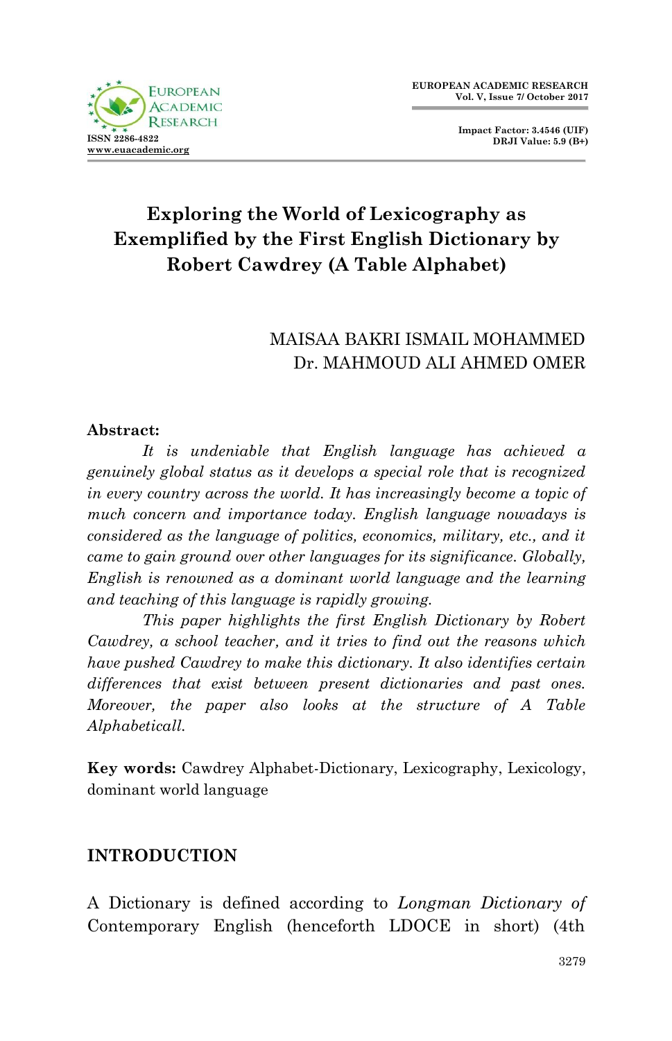# Exploring the World of Lexicography as Exemplified by the First English Dictionary by Robert Cawdrey (A Table Alphabet)

MAISAA BAKRI ISMAIL MOHAMMED
Dr. MAHMOUD ALI AHMED OMER

**Abstract:**

*It is undeniable that English language has achieved a genuinely global status as it develops a special role that is recognized in every country across the world. It has increasingly become a topic of much concern and importance today. English language nowadays is considered as the language of politics, economics, military, etc., and it came to gain ground over other languages for its significance. Globally, English is renowned as a dominant world language and the learning and teaching of this language is rapidly growing.*

*This paper highlights the first English Dictionary by Robert Cawdrey, a school teacher, and it tries to find out the reasons which have pushed Cawdrey to make this dictionary. It also identifies certain differences that exist between present dictionaries and past ones. Moreover, the paper also looks at the structure of A Table Alphabeticall.*

**Key words:** Cawdrey Alphabet-Dictionary, Lexicography, Lexicology, dominant world language

## INTRODUCTION

A Dictionary is defined according to *Longman Dictionary of* Contemporary English (henceforth LDOCE in short) (4th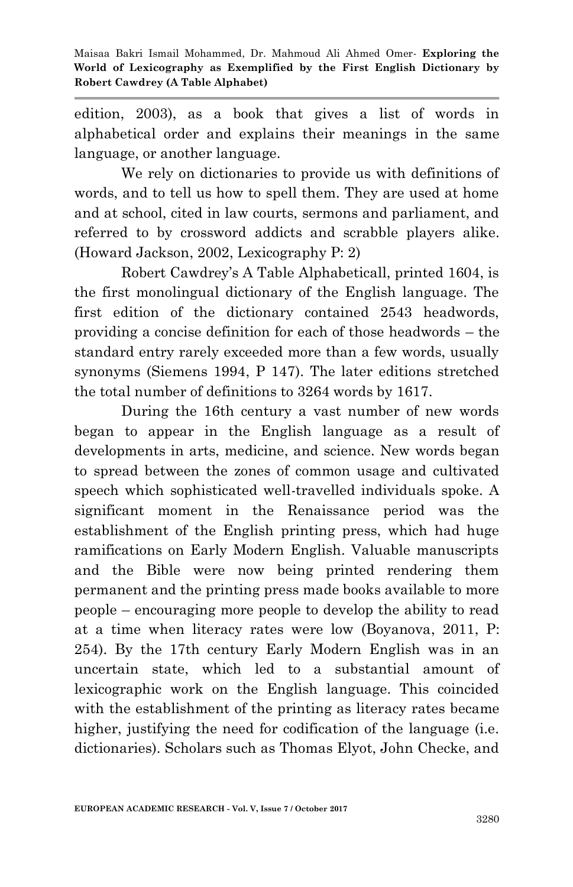edition, 2003), as a book that gives a list of words in alphabetical order and explains their meanings in the same language, or another language.

We rely on dictionaries to provide us with definitions of words, and to tell us how to spell them. They are used at home and at school, cited in law courts, sermons and parliament, and referred to by crossword addicts and scrabble players alike. (Howard Jackson, 2002, Lexicography P: 2)

Robert Cawdrey's A Table Alphabeticall, printed 1604, is the first monolingual dictionary of the English language. The first edition of the dictionary contained 2543 headwords, providing a concise definition for each of those headwords – the standard entry rarely exceeded more than a few words, usually synonyms (Siemens 1994, P 147). The later editions stretched the total number of definitions to 3264 words by 1617.

During the 16th century a vast number of new words began to appear in the English language as a result of developments in arts, medicine, and science. New words began to spread between the zones of common usage and cultivated speech which sophisticated well-travelled individuals spoke. A significant moment in the Renaissance period was the establishment of the English printing press, which had huge ramifications on Early Modern English. Valuable manuscripts and the Bible were now being printed rendering them permanent and the printing press made books available to more people – encouraging more people to develop the ability to read at a time when literacy rates were low (Boyanova, 2011, P: 254). By the 17th century Early Modern English was in an uncertain state, which led to a substantial amount of lexicographic work on the English language. This coincided with the establishment of the printing as literacy rates became higher, justifying the need for codification of the language (i.e. dictionaries). Scholars such as Thomas Elyot, John Checke, and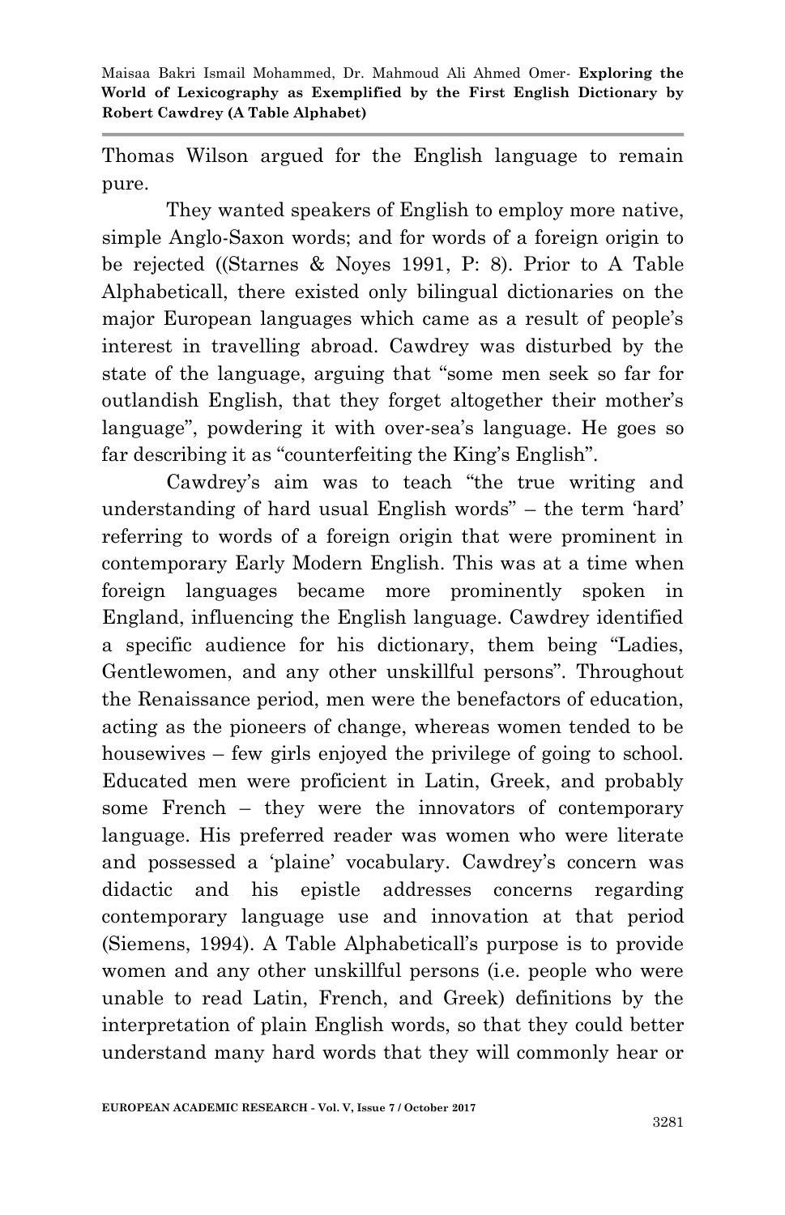Thomas Wilson argued for the English language to remain pure.

They wanted speakers of English to employ more native, simple Anglo-Saxon words; and for words of a foreign origin to be rejected ((Starnes & Noyes 1991, P: 8). Prior to A Table Alphabeticall, there existed only bilingual dictionaries on the major European languages which came as a result of people's interest in travelling abroad. Cawdrey was disturbed by the state of the language, arguing that "some men seek so far for outlandish English, that they forget altogether their mother's language", powdering it with over-sea's language. He goes so far describing it as "counterfeiting the King's English".

Cawdrey's aim was to teach "the true writing and understanding of hard usual English words" – the term 'hard' referring to words of a foreign origin that were prominent in contemporary Early Modern English. This was at a time when foreign languages became more prominently spoken in England, influencing the English language. Cawdrey identified a specific audience for his dictionary, them being "Ladies, Gentlewomen, and any other unskillful persons". Throughout the Renaissance period, men were the benefactors of education, acting as the pioneers of change, whereas women tended to be housewives – few girls enjoyed the privilege of going to school. Educated men were proficient in Latin, Greek, and probably some French – they were the innovators of contemporary language. His preferred reader was women who were literate and possessed a 'plaine' vocabulary. Cawdrey's concern was didactic and his epistle addresses concerns regarding contemporary language use and innovation at that period (Siemens, 1994). A Table Alphabeticall's purpose is to provide women and any other unskillful persons (i.e. people who were unable to read Latin, French, and Greek) definitions by the interpretation of plain English words, so that they could better understand many hard words that they will commonly hear or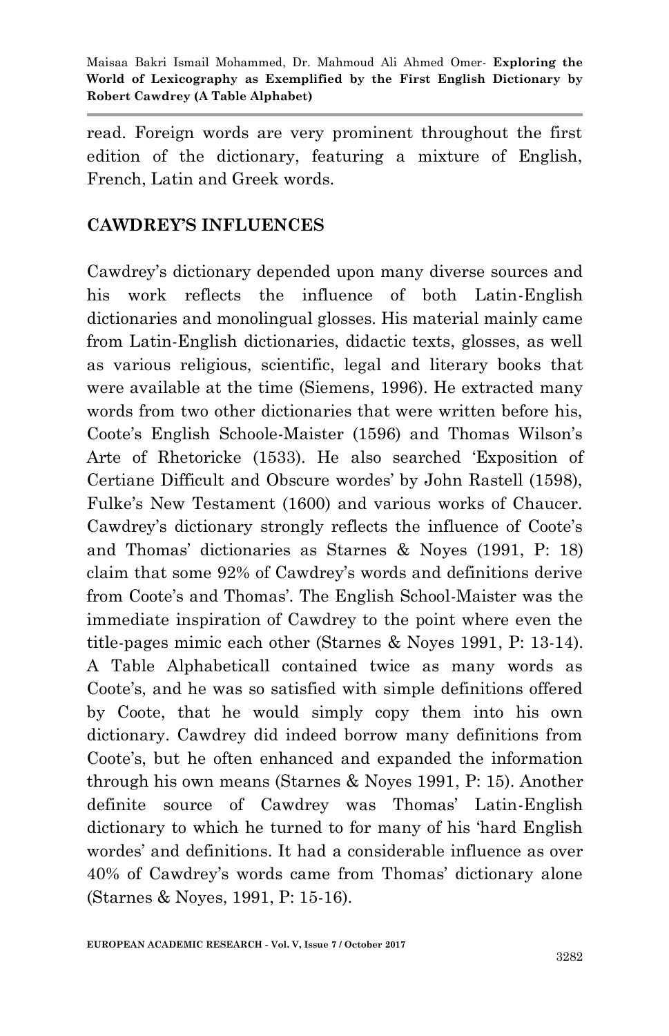read. Foreign words are very prominent throughout the first edition of the dictionary, featuring a mixture of English, French, Latin and Greek words.

## CAWDREY'S INFLUENCES

Cawdrey's dictionary depended upon many diverse sources and his work reflects the influence of both Latin-English dictionaries and monolingual glosses. His material mainly came from Latin-English dictionaries, didactic texts, glosses, as well as various religious, scientific, legal and literary books that were available at the time (Siemens, 1996). He extracted many words from two other dictionaries that were written before his, Coote's English Schoole-Maister (1596) and Thomas Wilson's Arte of Rhetoricke (1533). He also searched 'Exposition of Certiane Difficult and Obscure wordes' by John Rastell (1598), Fulke's New Testament (1600) and various works of Chaucer. Cawdrey's dictionary strongly reflects the influence of Coote's and Thomas' dictionaries as Starnes & Noyes (1991, P: 18) claim that some 92% of Cawdrey's words and definitions derive from Coote's and Thomas'. The English School-Maister was the immediate inspiration of Cawdrey to the point where even the title-pages mimic each other (Starnes & Noyes 1991, P: 13-14). A Table Alphabeticall contained twice as many words as Coote's, and he was so satisfied with simple definitions offered by Coote, that he would simply copy them into his own dictionary. Cawdrey did indeed borrow many definitions from Coote's, but he often enhanced and expanded the information through his own means (Starnes & Noyes 1991, P: 15). Another definite source of Cawdrey was Thomas' Latin-English dictionary to which he turned to for many of his 'hard English wordes' and definitions. It had a considerable influence as over 40% of Cawdrey's words came from Thomas' dictionary alone (Starnes & Noyes, 1991, P: 15-16).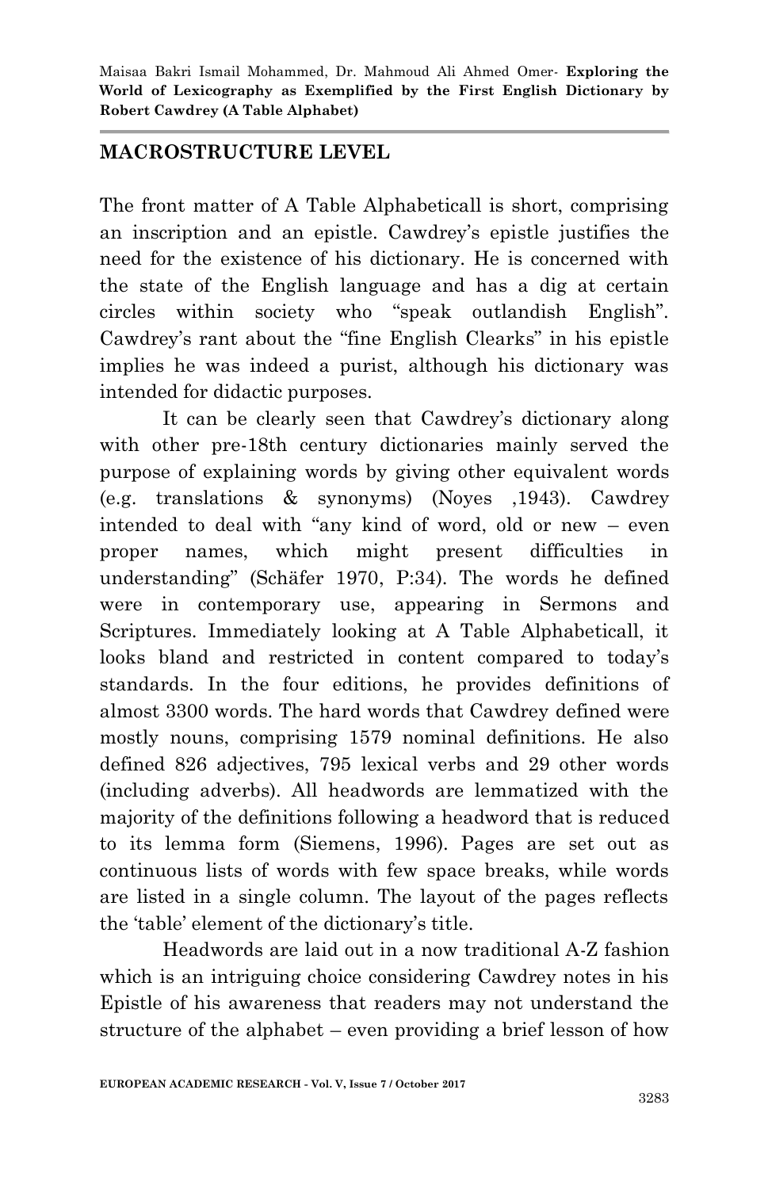## MACROSTRUCTURE LEVEL

The front matter of A Table Alphabeticall is short, comprising an inscription and an epistle. Cawdrey's epistle justifies the need for the existence of his dictionary. He is concerned with the state of the English language and has a dig at certain circles within society who "speak outlandish English". Cawdrey's rant about the "fine English Clearks" in his epistle implies he was indeed a purist, although his dictionary was intended for didactic purposes.

It can be clearly seen that Cawdrey's dictionary along with other pre-18th century dictionaries mainly served the purpose of explaining words by giving other equivalent words (e.g. translations & synonyms) (Noyes ,1943). Cawdrey intended to deal with "any kind of word, old or new – even proper names, which might present difficulties in understanding" (Schäfer 1970, P:34). The words he defined were in contemporary use, appearing in Sermons and Scriptures. Immediately looking at A Table Alphabeticall, it looks bland and restricted in content compared to today's standards. In the four editions, he provides definitions of almost 3300 words. The hard words that Cawdrey defined were mostly nouns, comprising 1579 nominal definitions. He also defined 826 adjectives, 795 lexical verbs and 29 other words (including adverbs). All headwords are lemmatized with the majority of the definitions following a headword that is reduced to its lemma form (Siemens, 1996). Pages are set out as continuous lists of words with few space breaks, while words are listed in a single column. The layout of the pages reflects the 'table' element of the dictionary's title.

Headwords are laid out in a now traditional A-Z fashion which is an intriguing choice considering Cawdrey notes in his Epistle of his awareness that readers may not understand the structure of the alphabet – even providing a brief lesson of how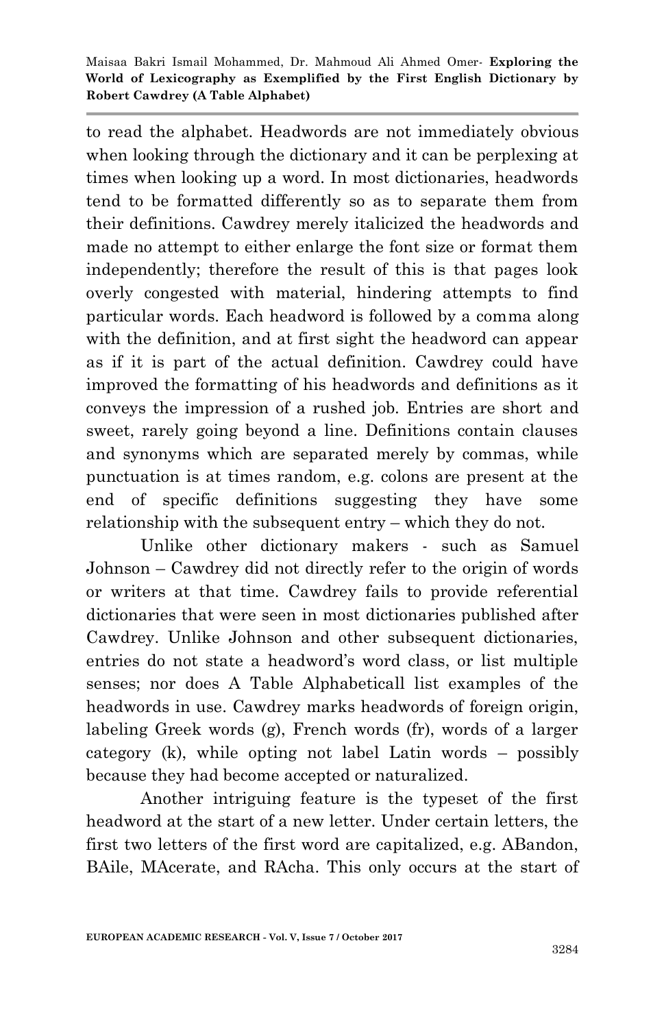to read the alphabet. Headwords are not immediately obvious when looking through the dictionary and it can be perplexing at times when looking up a word. In most dictionaries, headwords tend to be formatted differently so as to separate them from their definitions. Cawdrey merely italicized the headwords and made no attempt to either enlarge the font size or format them independently; therefore the result of this is that pages look overly congested with material, hindering attempts to find particular words. Each headword is followed by a comma along with the definition, and at first sight the headword can appear as if it is part of the actual definition. Cawdrey could have improved the formatting of his headwords and definitions as it conveys the impression of a rushed job. Entries are short and sweet, rarely going beyond a line. Definitions contain clauses and synonyms which are separated merely by commas, while punctuation is at times random, e.g. colons are present at the end of specific definitions suggesting they have some relationship with the subsequent entry – which they do not.

Unlike other dictionary makers - such as Samuel Johnson – Cawdrey did not directly refer to the origin of words or writers at that time. Cawdrey fails to provide referential dictionaries that were seen in most dictionaries published after Cawdrey. Unlike Johnson and other subsequent dictionaries, entries do not state a headword's word class, or list multiple senses; nor does A Table Alphabeticall list examples of the headwords in use. Cawdrey marks headwords of foreign origin, labeling Greek words (g), French words (fr), words of a larger category (k), while opting not label Latin words – possibly because they had become accepted or naturalized.

Another intriguing feature is the typeset of the first headword at the start of a new letter. Under certain letters, the first two letters of the first word are capitalized, e.g. ABandon, BAile, MAcerate, and RAcha. This only occurs at the start of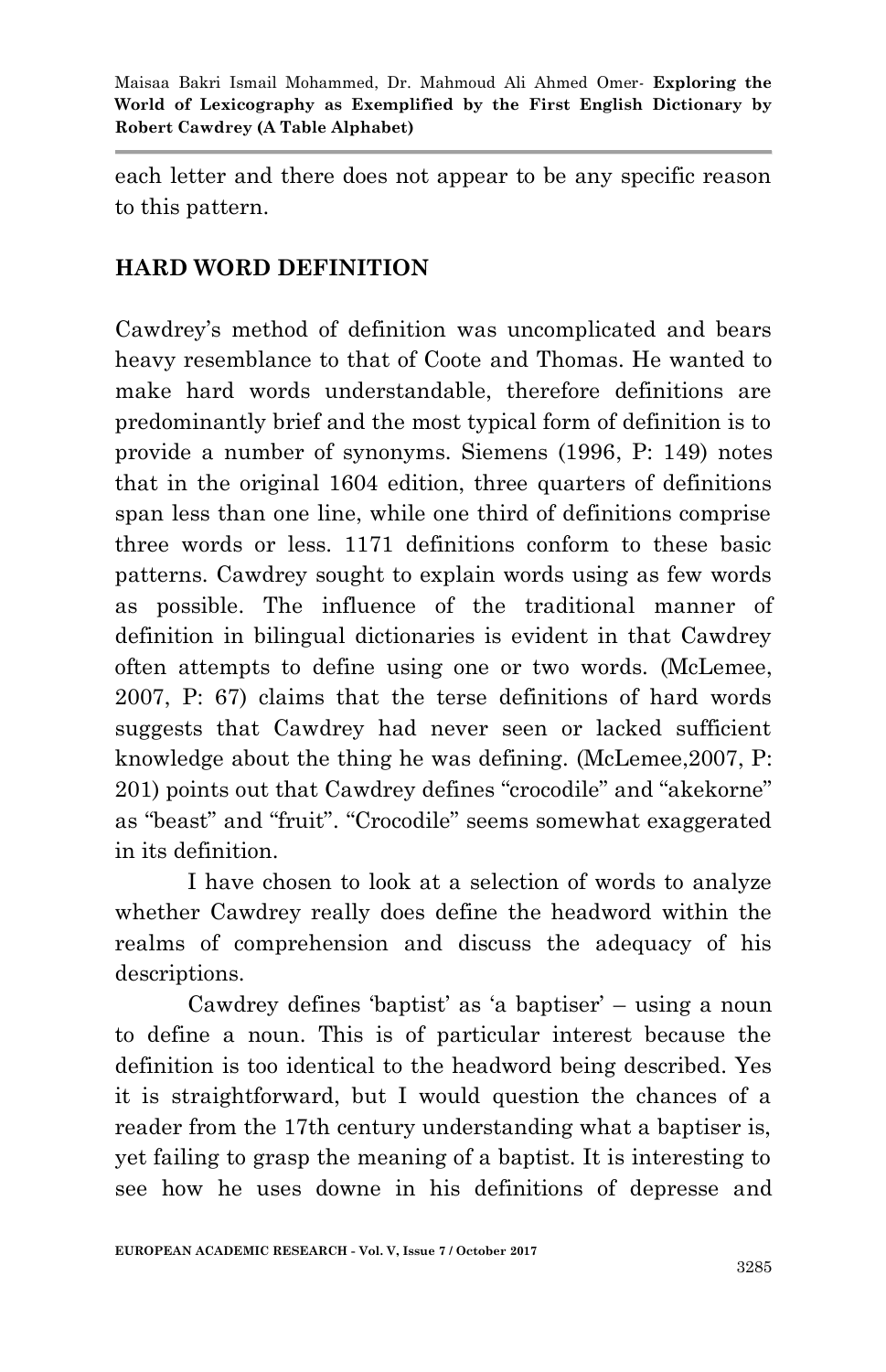each letter and there does not appear to be any specific reason to this pattern.

## HARD WORD DEFINITION

Cawdrey's method of definition was uncomplicated and bears heavy resemblance to that of Coote and Thomas. He wanted to make hard words understandable, therefore definitions are predominantly brief and the most typical form of definition is to provide a number of synonyms. Siemens (1996, P: 149) notes that in the original 1604 edition, three quarters of definitions span less than one line, while one third of definitions comprise three words or less. 1171 definitions conform to these basic patterns. Cawdrey sought to explain words using as few words as possible. The influence of the traditional manner of definition in bilingual dictionaries is evident in that Cawdrey often attempts to define using one or two words. (McLemee, 2007, P: 67) claims that the terse definitions of hard words suggests that Cawdrey had never seen or lacked sufficient knowledge about the thing he was defining. (McLemee,2007, P: 201) points out that Cawdrey defines "crocodile" and "akekorne" as "beast" and "fruit". "Crocodile" seems somewhat exaggerated in its definition.

I have chosen to look at a selection of words to analyze whether Cawdrey really does define the headword within the realms of comprehension and discuss the adequacy of his descriptions.

Cawdrey defines 'baptist' as 'a baptiser' – using a noun to define a noun. This is of particular interest because the definition is too identical to the headword being described. Yes it is straightforward, but I would question the chances of a reader from the 17th century understanding what a baptiser is, yet failing to grasp the meaning of a baptist. It is interesting to see how he uses downe in his definitions of depresse and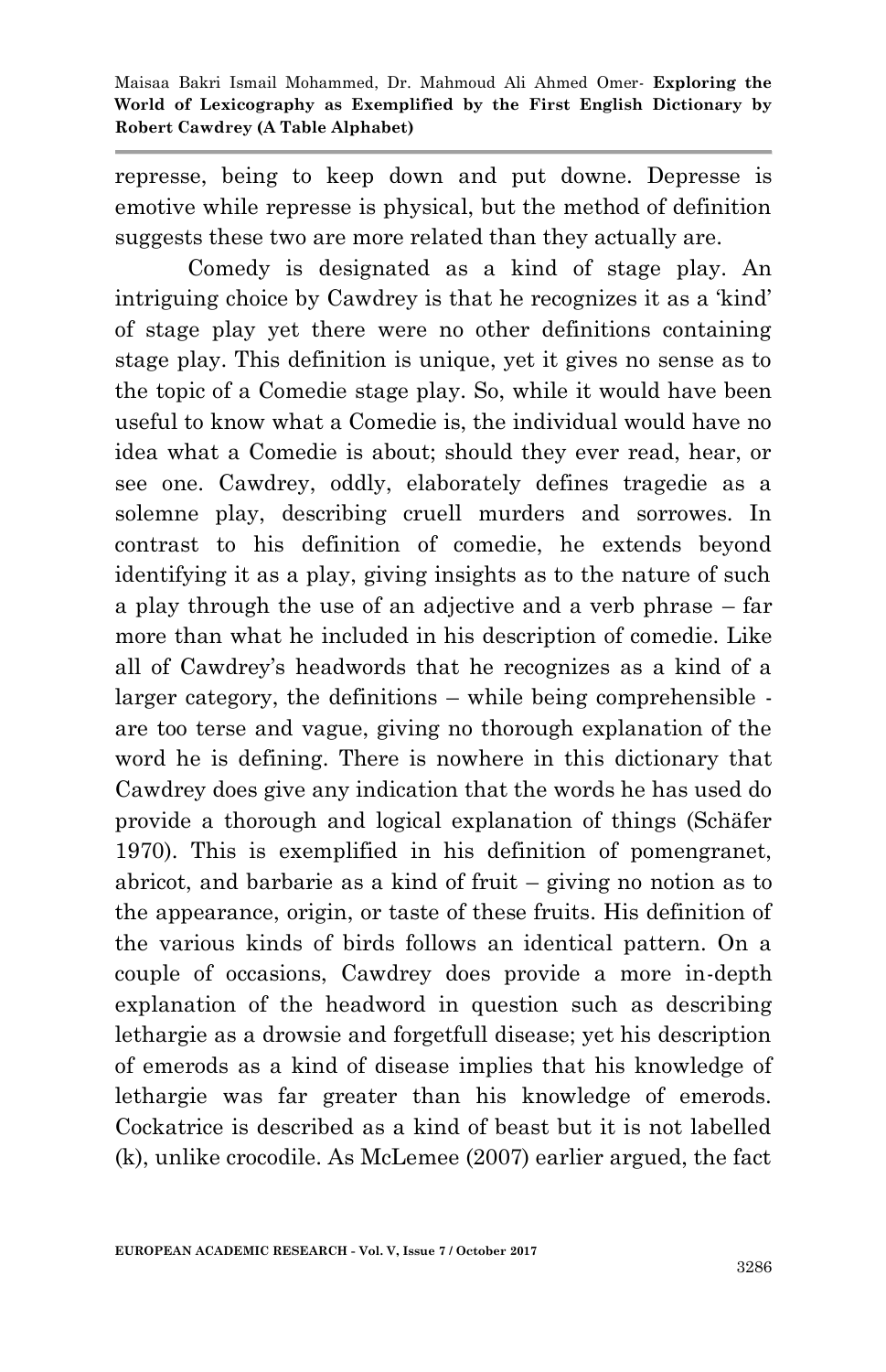represse, being to keep down and put downe. Depresse is emotive while represse is physical, but the method of definition suggests these two are more related than they actually are.

Comedy is designated as a kind of stage play. An intriguing choice by Cawdrey is that he recognizes it as a 'kind' of stage play yet there were no other definitions containing stage play. This definition is unique, yet it gives no sense as to the topic of a Comedie stage play. So, while it would have been useful to know what a Comedie is, the individual would have no idea what a Comedie is about; should they ever read, hear, or see one. Cawdrey, oddly, elaborately defines tragedie as a solemne play, describing cruell murders and sorrowes. In contrast to his definition of comedie, he extends beyond identifying it as a play, giving insights as to the nature of such a play through the use of an adjective and a verb phrase – far more than what he included in his description of comedie. Like all of Cawdrey's headwords that he recognizes as a kind of a larger category, the definitions – while being comprehensible - are too terse and vague, giving no thorough explanation of the word he is defining. There is nowhere in this dictionary that Cawdrey does give any indication that the words he has used do provide a thorough and logical explanation of things (Schäfer 1970). This is exemplified in his definition of pomengranet, abricot, and barbarie as a kind of fruit – giving no notion as to the appearance, origin, or taste of these fruits. His definition of the various kinds of birds follows an identical pattern. On a couple of occasions, Cawdrey does provide a more in-depth explanation of the headword in question such as describing lethargie as a drowsie and forgetfull disease; yet his description of emerods as a kind of disease implies that his knowledge of lethargie was far greater than his knowledge of emerods. Cockatrice is described as a kind of beast but it is not labelled (k), unlike crocodile. As McLemee (2007) earlier argued, the fact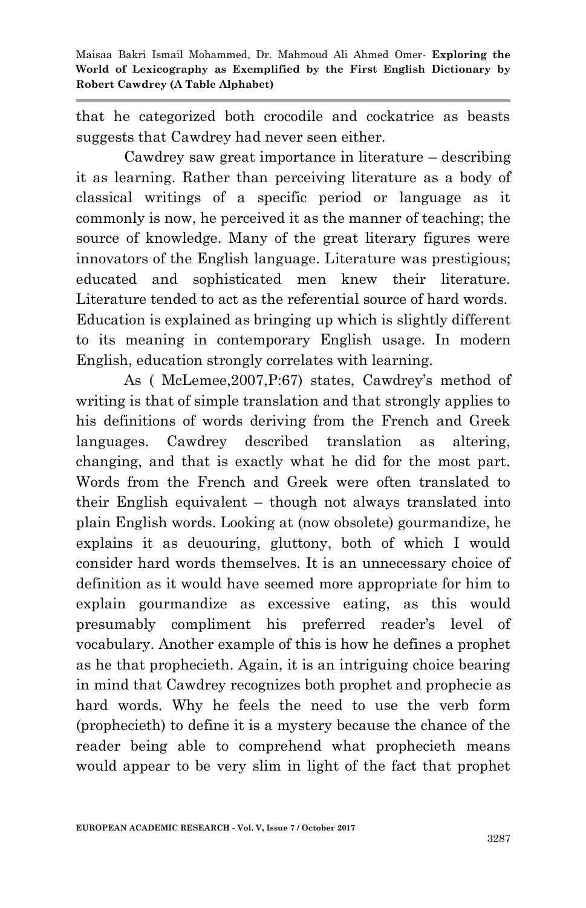that he categorized both crocodile and cockatrice as beasts suggests that Cawdrey had never seen either.

Cawdrey saw great importance in literature – describing it as learning. Rather than perceiving literature as a body of classical writings of a specific period or language as it commonly is now, he perceived it as the manner of teaching; the source of knowledge. Many of the great literary figures were innovators of the English language. Literature was prestigious; educated and sophisticated men knew their literature. Literature tended to act as the referential source of hard words. Education is explained as bringing up which is slightly different to its meaning in contemporary English usage. In modern English, education strongly correlates with learning.

As ( McLemee,2007,P:67) states, Cawdrey's method of writing is that of simple translation and that strongly applies to his definitions of words deriving from the French and Greek languages. Cawdrey described translation as altering, changing, and that is exactly what he did for the most part. Words from the French and Greek were often translated to their English equivalent – though not always translated into plain English words. Looking at (now obsolete) gourmandize, he explains it as deuouring, gluttony, both of which I would consider hard words themselves. It is an unnecessary choice of definition as it would have seemed more appropriate for him to explain gourmandize as excessive eating, as this would presumably compliment his preferred reader's level of vocabulary. Another example of this is how he defines a prophet as he that prophecieth. Again, it is an intriguing choice bearing in mind that Cawdrey recognizes both prophet and prophecie as hard words. Why he feels the need to use the verb form (prophecieth) to define it is a mystery because the chance of the reader being able to comprehend what prophecieth means would appear to be very slim in light of the fact that prophet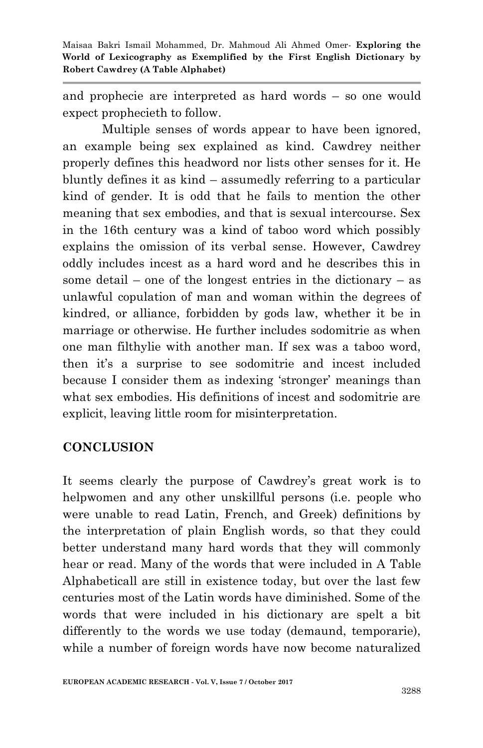and prophecie are interpreted as hard words – so one would expect prophecieth to follow.

Multiple senses of words appear to have been ignored, an example being sex explained as kind. Cawdrey neither properly defines this headword nor lists other senses for it. He bluntly defines it as kind – assumedly referring to a particular kind of gender. It is odd that he fails to mention the other meaning that sex embodies, and that is sexual intercourse. Sex in the 16th century was a kind of taboo word which possibly explains the omission of its verbal sense. However, Cawdrey oddly includes incest as a hard word and he describes this in some detail – one of the longest entries in the dictionary – as unlawful copulation of man and woman within the degrees of kindred, or alliance, forbidden by gods law, whether it be in marriage or otherwise. He further includes sodomitrie as when one man filthylie with another man. If sex was a taboo word, then it's a surprise to see sodomitrie and incest included because I consider them as indexing 'stronger' meanings than what sex embodies. His definitions of incest and sodomitrie are explicit, leaving little room for misinterpretation.

## CONCLUSION

It seems clearly the purpose of Cawdrey's great work is to helpwomen and any other unskillful persons (i.e. people who were unable to read Latin, French, and Greek) definitions by the interpretation of plain English words, so that they could better understand many hard words that they will commonly hear or read. Many of the words that were included in A Table Alphabeticall are still in existence today, but over the last few centuries most of the Latin words have diminished. Some of the words that were included in his dictionary are spelt a bit differently to the words we use today (demaund, temporarie), while a number of foreign words have now become naturalized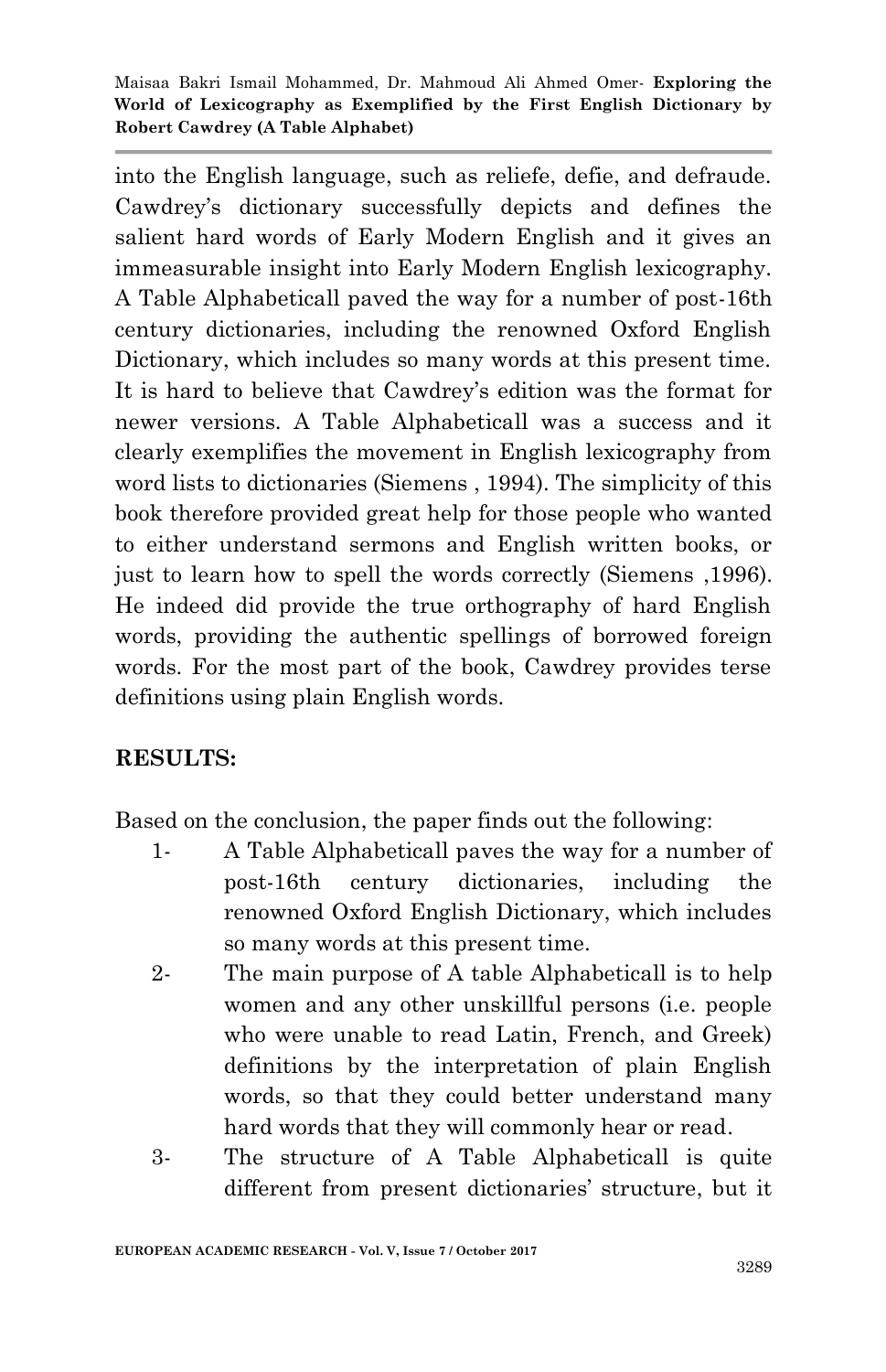into the English language, such as reliefe, defie, and defraude. Cawdrey's dictionary successfully depicts and defines the salient hard words of Early Modern English and it gives an immeasurable insight into Early Modern English lexicography. A Table Alphabeticall paved the way for a number of post-16th century dictionaries, including the renowned Oxford English Dictionary, which includes so many words at this present time. It is hard to believe that Cawdrey's edition was the format for newer versions. A Table Alphabeticall was a success and it clearly exemplifies the movement in English lexicography from word lists to dictionaries (Siemens , 1994). The simplicity of this book therefore provided great help for those people who wanted to either understand sermons and English written books, or just to learn how to spell the words correctly (Siemens ,1996). He indeed did provide the true orthography of hard English words, providing the authentic spellings of borrowed foreign words. For the most part of the book, Cawdrey provides terse definitions using plain English words.

## RESULTS:

Based on the conclusion, the paper finds out the following:

1- A Table Alphabeticall paves the way for a number of post-16th century dictionaries, including the renowned Oxford English Dictionary, which includes so many words at this present time.
2- The main purpose of A table Alphabeticall is to help women and any other unskillful persons (i.e. people who were unable to read Latin, French, and Greek) definitions by the interpretation of plain English words, so that they could better understand many hard words that they will commonly hear or read.
3- The structure of A Table Alphabeticall is quite different from present dictionaries' structure, but it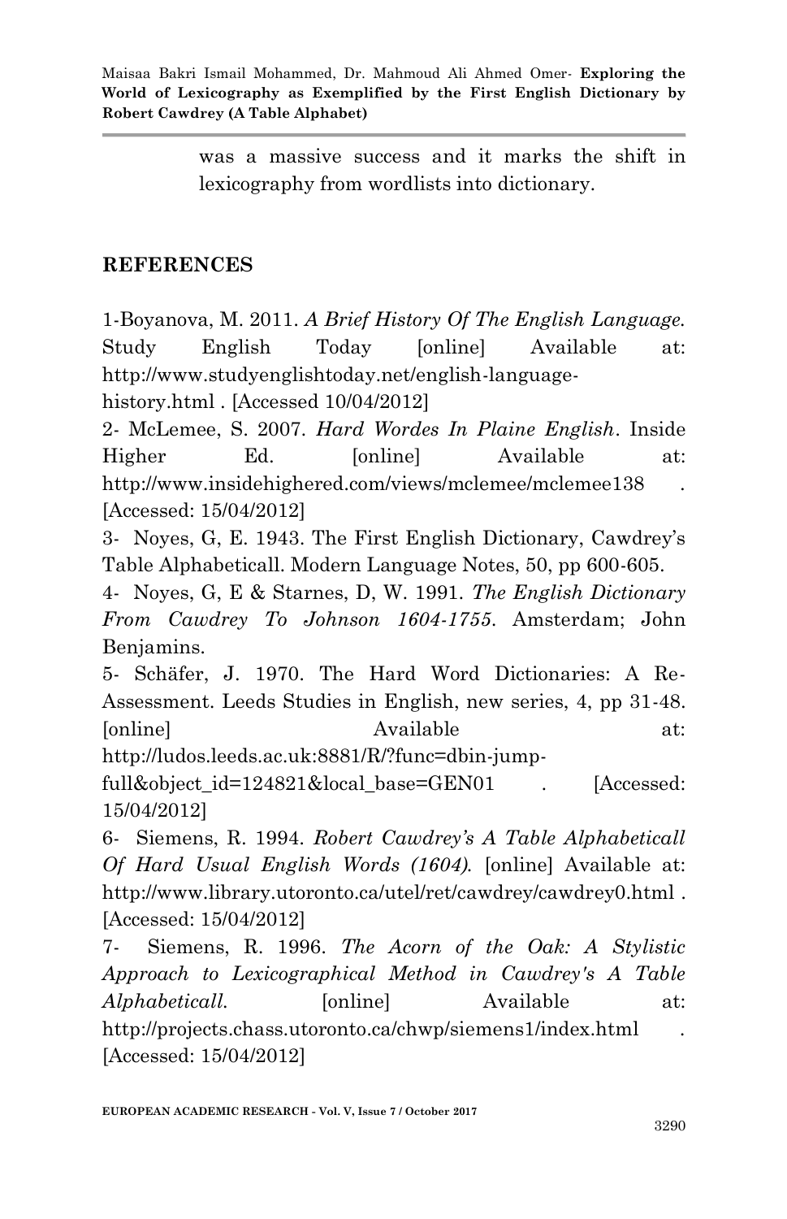was a massive success and it marks the shift in lexicography from wordlists into dictionary.

## REFERENCES

1-Boyanova, M. 2011. *A Brief History Of The English Language.* Study English Today [online] Available at: http://www.studyenglishtoday.net/english-language-history.html . [Accessed 10/04/2012]

2- McLemee, S. 2007. *Hard Wordes In Plaine English*. Inside Higher Ed. [online] Available at: http://www.insidehighered.com/views/mclemee/mclemee138 . [Accessed: 15/04/2012]

3- Noyes, G, E. 1943. The First English Dictionary, Cawdrey's Table Alphabeticall. Modern Language Notes, 50, pp 600-605.

4- Noyes, G, E & Starnes, D, W. 1991. *The English Dictionary From Cawdrey To Johnson 1604-1755*. Amsterdam; John Benjamins.

5- Schäfer, J. 1970. The Hard Word Dictionaries: A Re-Assessment. Leeds Studies in English, new series, 4, pp 31-48. [online] Available at: http://ludos.leeds.ac.uk:8881/R/?func=dbin-jump-full&object_id=124821&local_base=GEN01 . [Accessed: 15/04/2012]

6- Siemens, R. 1994. *Robert Cawdrey's A Table Alphabeticall Of Hard Usual English Words (1604).* [online] Available at: http://www.library.utoronto.ca/utel/ret/cawdrey/cawdrey0.html . [Accessed: 15/04/2012]

7- Siemens, R. 1996. *The Acorn of the Oak: A Stylistic Approach to Lexicographical Method in Cawdrey's A Table Alphabeticall.* [online] Available at: http://projects.chass.utoronto.ca/chwp/siemens1/index.html . [Accessed: 15/04/2012]